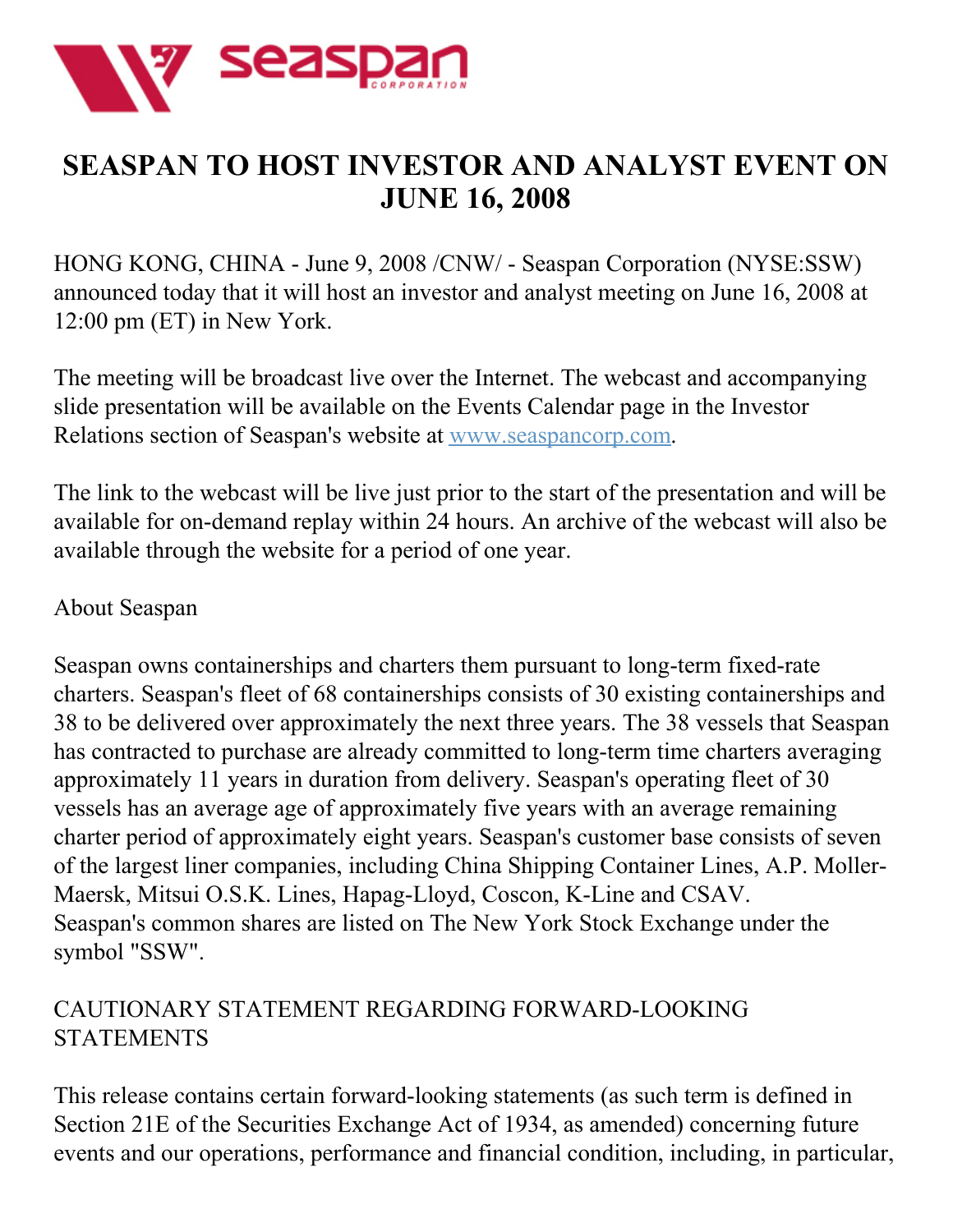# SEASPAN TO HOST INVESTOR AND ANALYST EVENT ON JUNE 16, 2008

HONG KONG, CHINA - June 9, 2008 /CNW/ - Seaspan Corporation (NYSE:SSW) announced today that it will host an investor and analyst meeting on June 16, 2008 at 12:00 pm (ET) in New York.

The meeting will be broadcast live over the Internet. The webcast and accompanying slide presentation will be available on the Events Calendar page in the Investor Relations section of Seaspan's website at www.seaspancorp.com.

The link to the webcast will be live just prior to the start of the presentation and will be available for on-demand replay within 24 hours. An archive of the webcast will also be available through the website for a period of one year.

About Seaspan

Seaspan owns containerships and charters them pursuant to long-term fixed-rate charters. Seaspan's fleet of 68 containerships consists of 30 existing containerships and 38 to be delivered over approximately the next three years. The 38 vessels that Seaspan has contracted to purchase are already committed to long-term time charters averaging approximately 11 years in duration from delivery. Seaspan's operating fleet of 30 vessels has an average age of approximately five years with an average remaining charter period of approximately eight years. Seaspan's customer base consists of seven of the largest liner companies, including China Shipping Container Lines, A.P. Moller-Maersk, Mitsui O.S.K. Lines, Hapag-Lloyd, Coscon, K-Line and CSAV. Seaspan's common shares are listed on The New York Stock Exchange under the symbol "SSW".

CAUTIONARY STATEMENT REGARDING FORWARD-LOOKING STATEMENTS

This release contains certain forward-looking statements (as such term is defined in Section 21E of the Securities Exchange Act of 1934, as amended) concerning future events and our operations, performance and financial condition, including, in particular,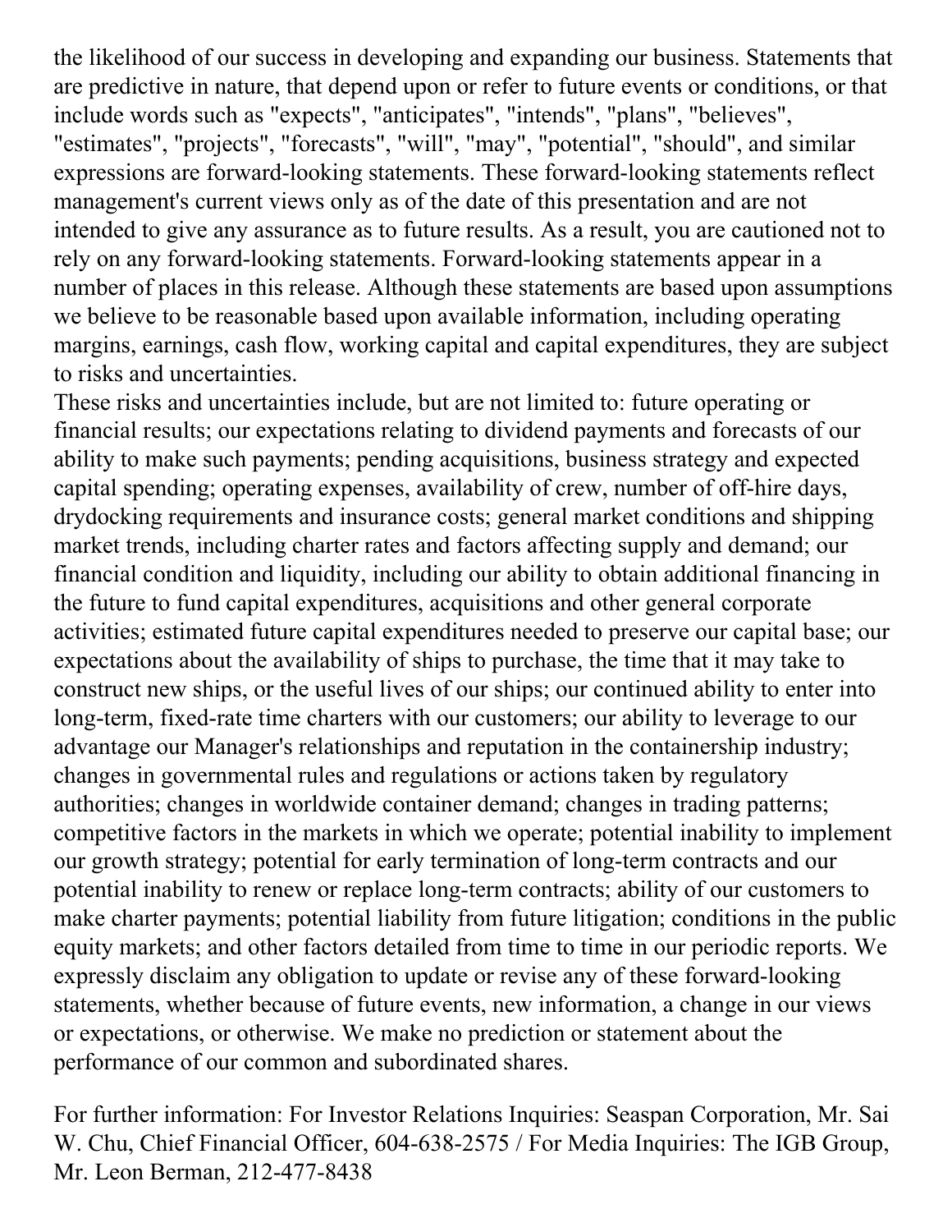the likelihood of our success in developing and expanding our business. Statements that are predictive in nature, that depend upon or refer to future events or conditions, or that include words such as "expects", "anticipates", "intends", "plans", "believes", "estimates", "projects", "forecasts", "will", "may", "potential", "should", and similar expressions are forward-looking statements. These forward-looking statements reflect management's current views only as of the date of this presentation and are not intended to give any assurance as to future results. As a result, you are cautioned not to rely on any forward-looking statements. Forward-looking statements appear in a number of places in this release. Although these statements are based upon assumptions we believe to be reasonable based upon available information, including operating margins, earnings, cash flow, working capital and capital expenditures, they are subject to risks and uncertainties.

These risks and uncertainties include, but are not limited to: future operating or financial results; our expectations relating to dividend payments and forecasts of our ability to make such payments; pending acquisitions, business strategy and expected capital spending; operating expenses, availability of crew, number of off-hire days, drydocking requirements and insurance costs; general market conditions and shipping market trends, including charter rates and factors affecting supply and demand; our financial condition and liquidity, including our ability to obtain additional financing in the future to fund capital expenditures, acquisitions and other general corporate activities; estimated future capital expenditures needed to preserve our capital base; our expectations about the availability of ships to purchase, the time that it may take to construct new ships, or the useful lives of our ships; our continued ability to enter into long-term, fixed-rate time charters with our customers; our ability to leverage to our advantage our Manager's relationships and reputation in the containership industry; changes in governmental rules and regulations or actions taken by regulatory authorities; changes in worldwide container demand; changes in trading patterns; competitive factors in the markets in which we operate; potential inability to implement our growth strategy; potential for early termination of long-term contracts and our potential inability to renew or replace long-term contracts; ability of our customers to make charter payments; potential liability from future litigation; conditions in the public equity markets; and other factors detailed from time to time in our periodic reports. We expressly disclaim any obligation to update or revise any of these forward-looking statements, whether because of future events, new information, a change in our views or expectations, or otherwise. We make no prediction or statement about the performance of our common and subordinated shares.

For further information: For Investor Relations Inquiries: Seaspan Corporation, Mr. Sai W. Chu, Chief Financial Officer, 604-638-2575 / For Media Inquiries: The IGB Group, Mr. Leon Berman, 212-477-8438